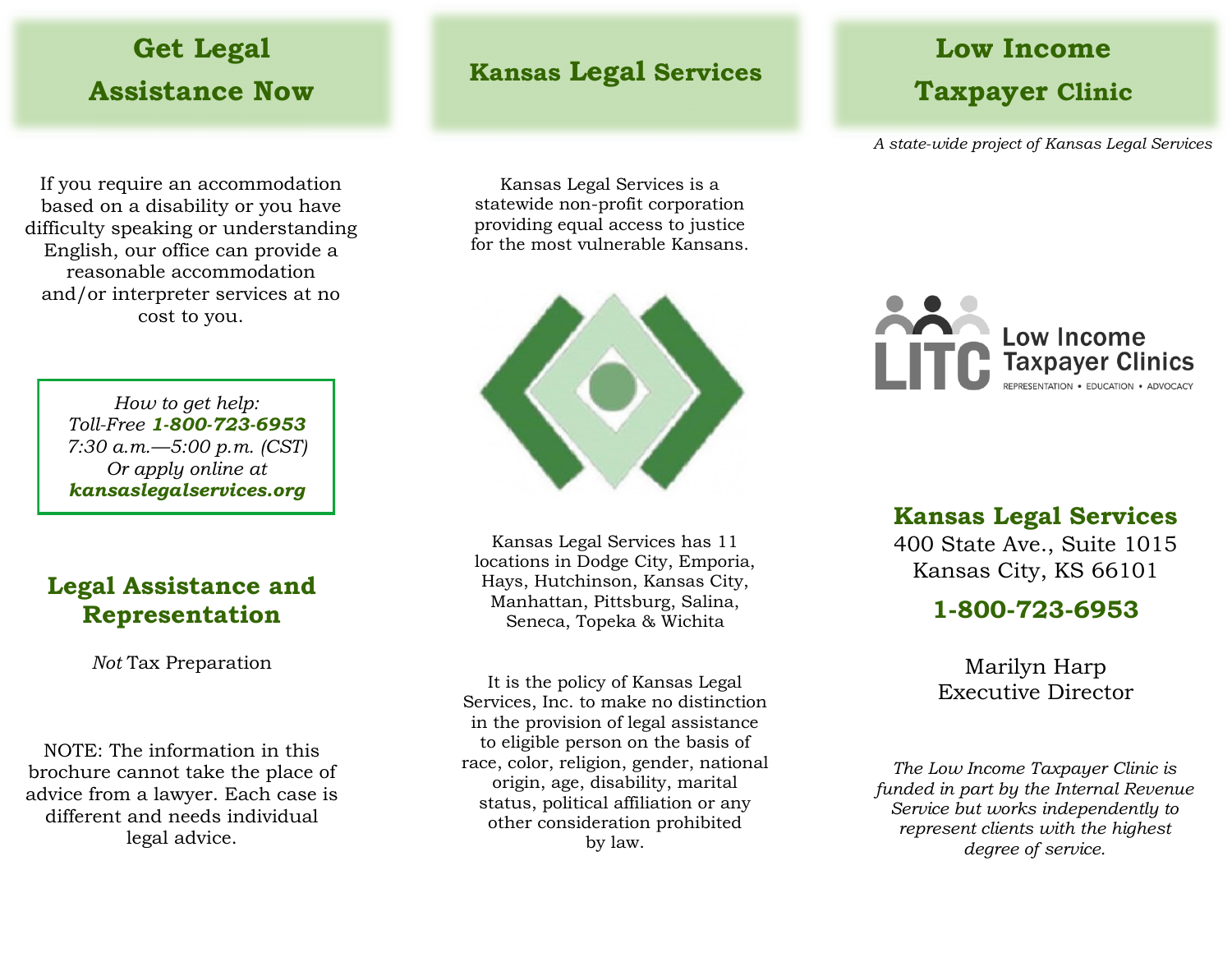## Get Legal Assistance Now

If you require an accommodation based on a disability or you have difficulty speaking or understanding English, our office can provide a reasonable accommodation and/or interpreter services at no cost to you.

*How to get help:*
*Toll-Free* ***1-800-723-6953***
*7:30 a.m.—5:00 p.m. (CST)*
*Or apply online at*
***kansaslegalservices.org***

## Legal Assistance and Representation

*Not* Tax Preparation

NOTE: The information in this brochure cannot take the place of advice from a lawyer. Each case is different and needs individual legal advice.

## Kansas Legal Services

Kansas Legal Services is a statewide non-profit corporation providing equal access to justice for the most vulnerable Kansans.

Kansas Legal Services has 11 locations in Dodge City, Emporia, Hays, Hutchinson, Kansas City, Manhattan, Pittsburg, Salina, Seneca, Topeka & Wichita

It is the policy of Kansas Legal Services, Inc. to make no distinction in the provision of legal assistance to eligible person on the basis of race, color, religion, gender, national origin, age, disability, marital status, political affiliation or any other consideration prohibited by law.

## Low Income Taxpayer Clinic

*A state-wide project of Kansas Legal Services*

LITC Low Income Taxpayer Clinics
REPRESENTATION • EDUCATION • ADVOCACY

**Kansas Legal Services**
400 State Ave., Suite 1015
Kansas City, KS 66101

**1-800-723-6953**

Marilyn Harp
Executive Director

*The Low Income Taxpayer Clinic is funded in part by the Internal Revenue Service but works independently to represent clients with the highest degree of service.*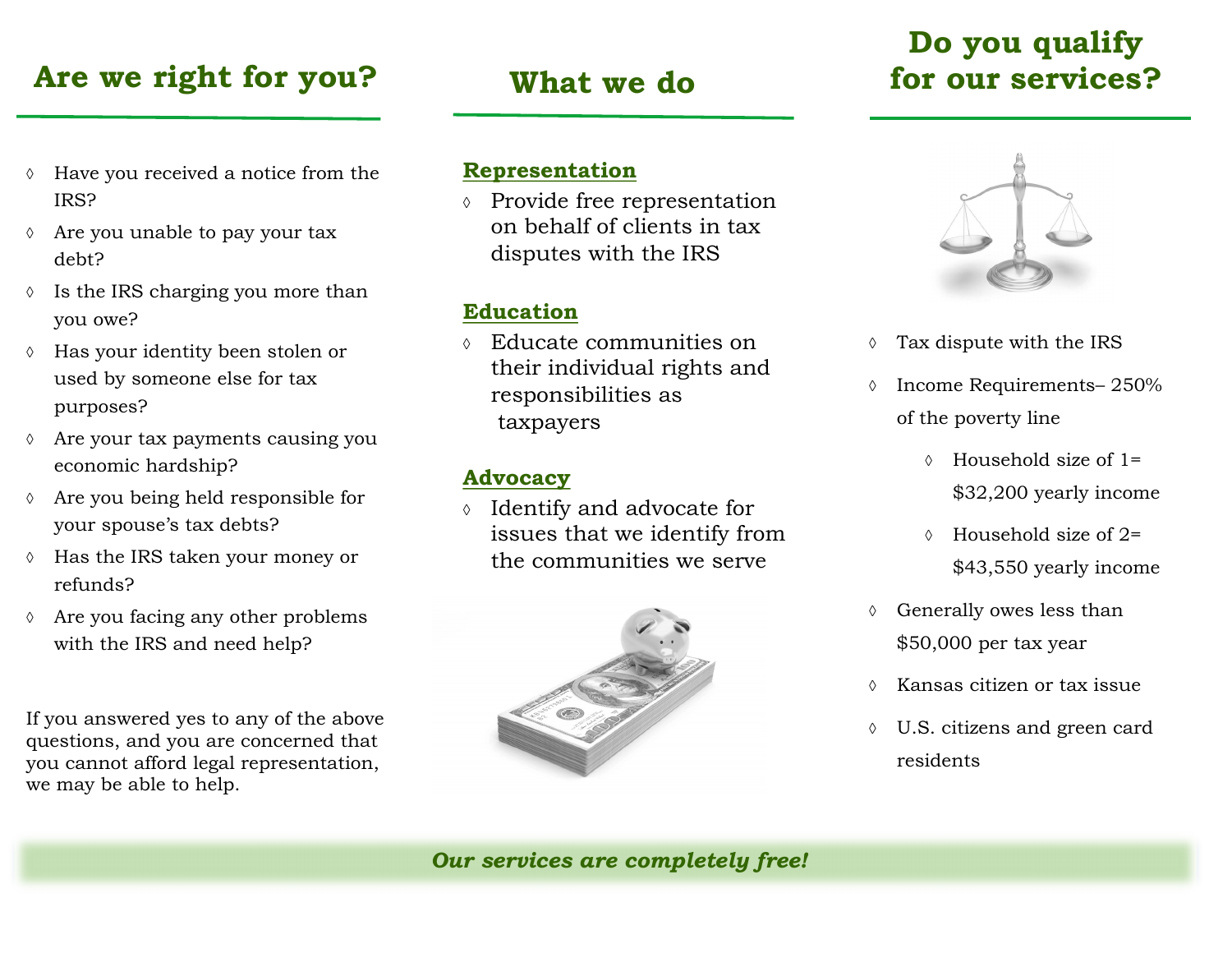## Are we right for you?

- Have you received a notice from the IRS?
- Are you unable to pay your tax debt?
- Is the IRS charging you more than you owe?
- Has your identity been stolen or used by someone else for tax purposes?
- Are your tax payments causing you economic hardship?
- Are you being held responsible for your spouse's tax debts?
- Has the IRS taken your money or refunds?
- Are you facing any other problems with the IRS and need help?

If you answered yes to any of the above questions, and you are concerned that you cannot afford legal representation, we may be able to help.

## What we do

**Representation**

- Provide free representation on behalf of clients in tax disputes with the IRS

**Education**

- Educate communities on their individual rights and responsibilities as taxpayers

**Advocacy**

- Identify and advocate for issues that we identify from the communities we serve

## Do you qualify for our services?

- Tax dispute with the IRS
- Income Requirements– 250% of the poverty line
  - Household size of 1= $32,200 yearly income
  - Household size of 2= $43,550 yearly income
- Generally owes less than $50,000 per tax year
- Kansas citizen or tax issue
- U.S. citizens and green card residents

***Our services are completely free!***